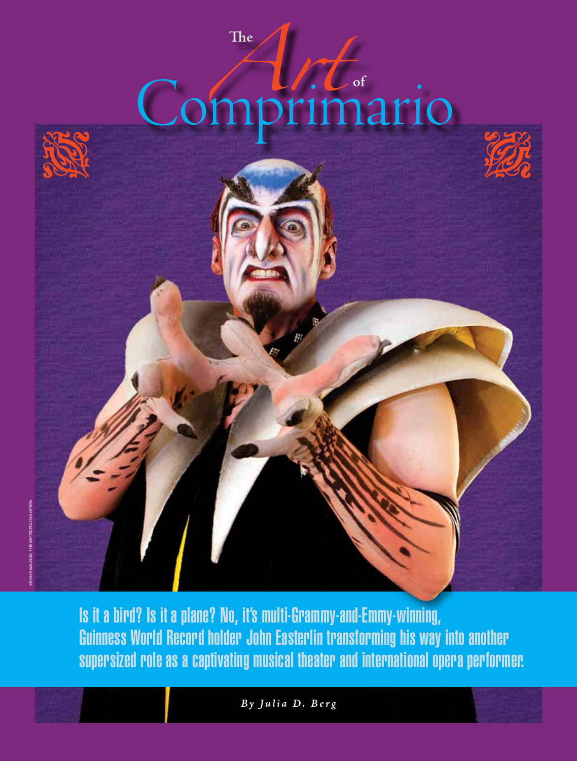# The *Art* of Comprimario

KEVIN RAWLINGS, THE METROPOLITAN OPERA

**Is it a bird? Is it a plane? No, it's multi-Grammy-and-Emmy-winning, Guinness World Record holder John Easterlin transforming his way into another supersized role as a captivating musical theater and international opera performer.**

*By Julia D. Berg*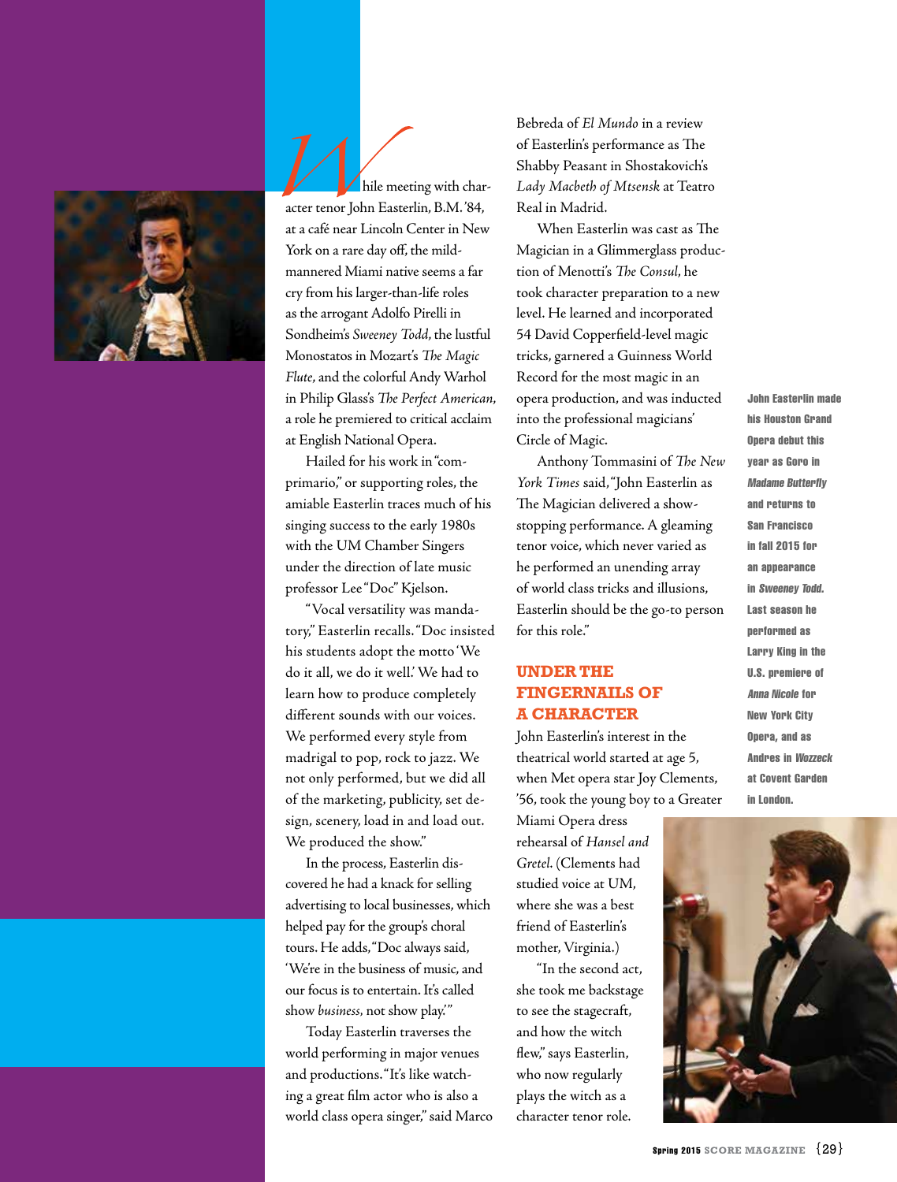While meeting with character tenor John Easterlin, B.M. '84, at a café near Lincoln Center in New York on a rare day off, the mild-mannered Miami native seems a far cry from his larger-than-life roles as the arrogant Adolfo Pirelli in Sondheim's *Sweeney Todd*, the lustful Monostatos in Mozart's *The Magic Flute*, and the colorful Andy Warhol in Philip Glass's *The Perfect American*, a role he premiered to critical acclaim at English National Opera.

Hailed for his work in "comprimario," or supporting roles, the amiable Easterlin traces much of his singing success to the early 1980s with the UM Chamber Singers under the direction of late music professor Lee "Doc" Kjelson.

"Vocal versatility was mandatory," Easterlin recalls. "Doc insisted his students adopt the motto 'We do it all, we do it well.' We had to learn how to produce completely different sounds with our voices. We performed every style from madrigal to pop, rock to jazz. We not only performed, but we did all of the marketing, publicity, set design, scenery, load in and load out. We produced the show."

In the process, Easterlin discovered he had a knack for selling advertising to local businesses, which helped pay for the group's choral tours. He adds, "Doc always said, 'We're in the business of music, and our focus is to entertain. It's called show *business*, not show play.'"

Today Easterlin traverses the world performing in major venues and productions. "It's like watching a great film actor who is also a world class opera singer," said Marco Bebreda of *El Mundo* in a review of Easterlin's performance as The Shabby Peasant in Shostakovich's *Lady Macbeth of Mtsensk* at Teatro Real in Madrid.

When Easterlin was cast as The Magician in a Glimmerglass production of Menotti's *The Consul*, he took character preparation to a new level. He learned and incorporated 54 David Copperfield-level magic tricks, garnered a Guinness World Record for the most magic in an opera production, and was inducted into the professional magicians' Circle of Magic.

Anthony Tommasini of *The New York Times* said, "John Easterlin as The Magician delivered a show-stopping performance. A gleaming tenor voice, which never varied as he performed an unending array of world class tricks and illusions, Easterlin should be the go-to person for this role."

## UNDER THE FINGERNAILS OF A CHARACTER

John Easterlin's interest in the theatrical world started at age 5, when Met opera star Joy Clements, '56, took the young boy to a Greater Miami Opera dress rehearsal of *Hansel and Gretel*. (Clements had studied voice at UM, where she was a best friend of Easterlin's mother, Virginia.)

"In the second act, she took me backstage to see the stagecraft, and how the witch flew," says Easterlin, who now regularly plays the witch as a character tenor role.

**John Easterlin made his Houston Grand Opera debut this year as Goro in *Madame Butterfly* and returns to San Francisco in fall 2015 for an appearance in *Sweeney Todd*. Last season he performed as Larry King in the U.S. premiere of *Anna Nicole* for New York City Opera, and as Andres in *Wozzeck* at Covent Garden in London.**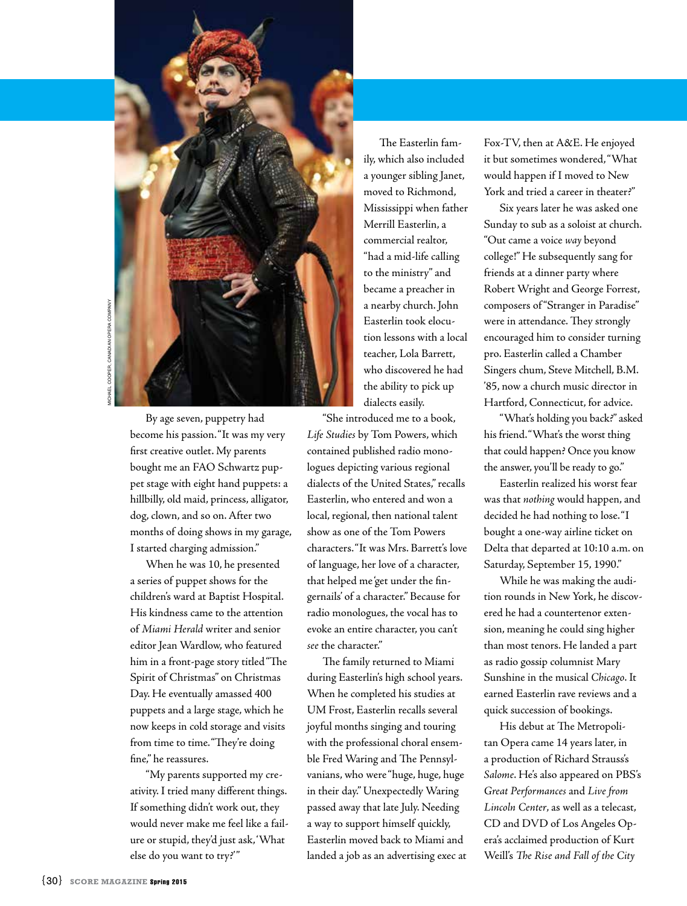MICHAEL COOPER, CANADIAN OPERA COMPANY

By age seven, puppetry had become his passion. "It was my very first creative outlet. My parents bought me an FAO Schwartz puppet stage with eight hand puppets: a hillbilly, old maid, princess, alligator, dog, clown, and so on. After two months of doing shows in my garage, I started charging admission."

When he was 10, he presented a series of puppet shows for the children's ward at Baptist Hospital. His kindness came to the attention of *Miami Herald* writer and senior editor Jean Wardlow, who featured him in a front-page story titled "The Spirit of Christmas" on Christmas Day. He eventually amassed 400 puppets and a large stage, which he now keeps in cold storage and visits from time to time. "They're doing fine," he reassures.

"My parents supported my creativity. I tried many different things. If something didn't work out, they would never make me feel like a failure or stupid, they'd just ask, 'What else do you want to try?'"

The Easterlin family, which also included a younger sibling Janet, moved to Richmond, Mississippi when father Merrill Easterlin, a commercial realtor, "had a mid-life calling to the ministry" and became a preacher in a nearby church. John Easterlin took elocution lessons with a local teacher, Lola Barrett, who discovered he had the ability to pick up dialects easily.

"She introduced me to a book, *Life Studies* by Tom Powers, which contained published radio monologues depicting various regional dialects of the United States," recalls Easterlin, who entered and won a local, regional, then national talent show as one of the Tom Powers characters. "It was Mrs. Barrett's love of language, her love of a character, that helped me 'get under the fingernails' of a character." Because for radio monologues, the vocal has to evoke an entire character, you can't *see* the character."

The family returned to Miami during Easterlin's high school years. When he completed his studies at UM Frost, Easterlin recalls several joyful months singing and touring with the professional choral ensemble Fred Waring and The Pennsylvanians, who were "huge, huge, huge in their day." Unexpectedly Waring passed away that late July. Needing a way to support himself quickly, Easterlin moved back to Miami and landed a job as an advertising exec at Fox-TV, then at A&E. He enjoyed it but sometimes wondered, "What would happen if I moved to New York and tried a career in theater?"

Six years later he was asked one Sunday to sub as a soloist at church. "Out came a voice *way* beyond college!" He subsequently sang for friends at a dinner party where Robert Wright and George Forrest, composers of "Stranger in Paradise" were in attendance. They strongly encouraged him to consider turning pro. Easterlin called a Chamber Singers chum, Steve Mitchell, B.M. '85, now a church music director in Hartford, Connecticut, for advice.

"What's holding you back?" asked his friend. "What's the worst thing that could happen? Once you know the answer, you'll be ready to go."

Easterlin realized his worst fear was that *nothing* would happen, and decided he had nothing to lose. "I bought a one-way airline ticket on Delta that departed at 10:10 a.m. on Saturday, September 15, 1990."

While he was making the audition rounds in New York, he discovered he had a countertenor extension, meaning he could sing higher than most tenors. He landed a part as radio gossip columnist Mary Sunshine in the musical *Chicago*. It earned Easterlin rave reviews and a quick succession of bookings.

His debut at The Metropolitan Opera came 14 years later, in a production of Richard Strauss's *Salome*. He's also appeared on PBS's *Great Performances* and *Live from Lincoln Center*, as well as a telecast, CD and DVD of Los Angeles Opera's acclaimed production of Kurt Weill's *The Rise and Fall of the City*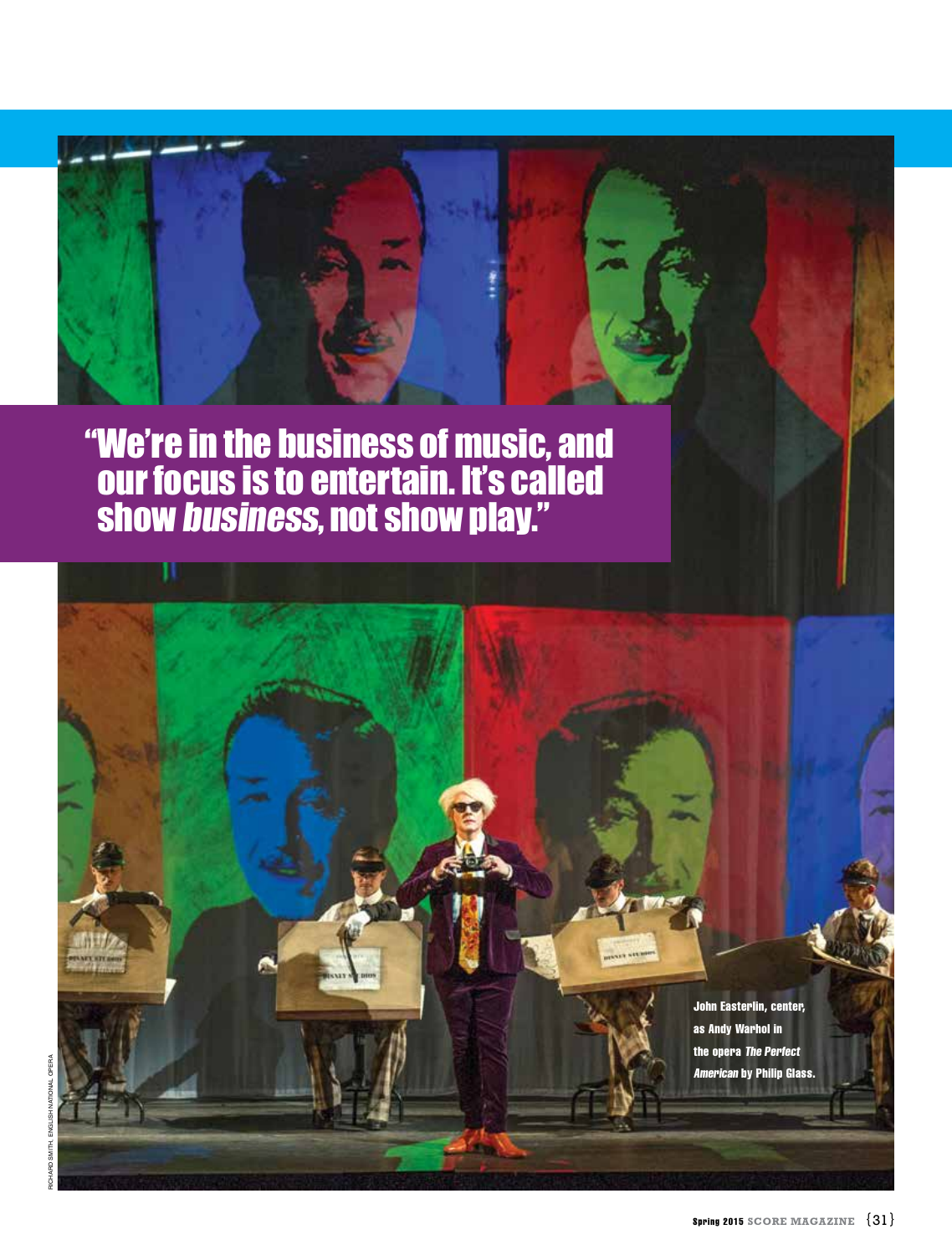> "We're in the business of music, and our focus is to entertain. It's called show *business*, not show play."

John Easterlin, center, as Andy Warhol in the opera *The Perfect American* by Philip Glass.

RICHARD SMITH, ENGLISH NATIONAL OPERA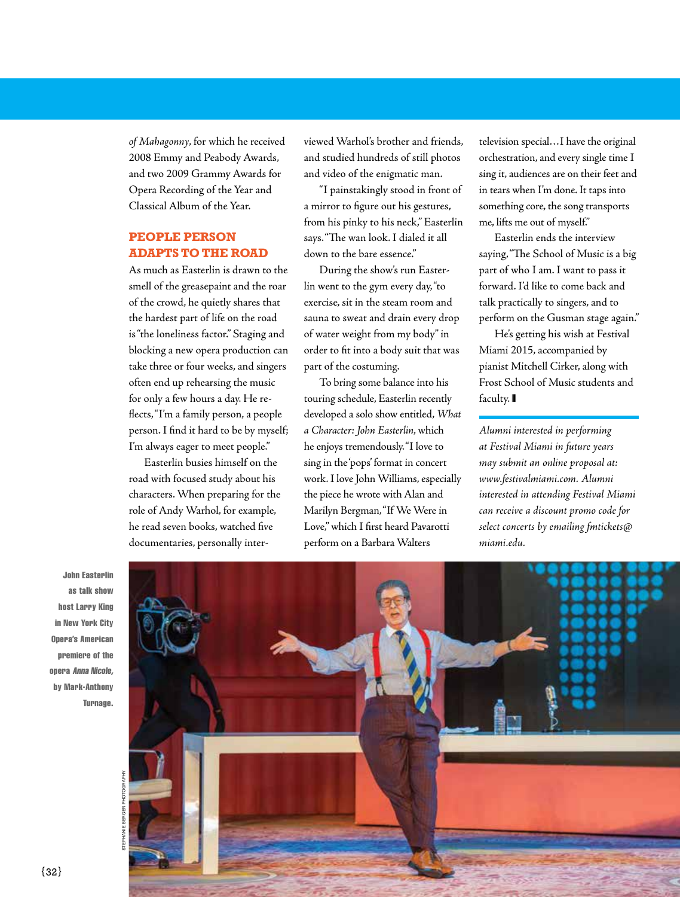*of Mahagonny*, for which he received 2008 Emmy and Peabody Awards, and two 2009 Grammy Awards for Opera Recording of the Year and Classical Album of the Year.

## PEOPLE PERSON ADAPTS TO THE ROAD

As much as Easterlin is drawn to the smell of the greasepaint and the roar of the crowd, he quietly shares that the hardest part of life on the road is "the loneliness factor." Staging and blocking a new opera production can take three or four weeks, and singers often end up rehearsing the music for only a few hours a day. He reflects, "I'm a family person, a people person. I find it hard to be by myself; I'm always eager to meet people."

Easterlin busies himself on the road with focused study about his characters. When preparing for the role of Andy Warhol, for example, he read seven books, watched five documentaries, personally interviewed Warhol's brother and friends, and studied hundreds of still photos and video of the enigmatic man.

"I painstakingly stood in front of a mirror to figure out his gestures, from his pinky to his neck," Easterlin says. "The wan look. I dialed it all down to the bare essence."

During the show's run Easterlin went to the gym every day, "to exercise, sit in the steam room and sauna to sweat and drain every drop of water weight from my body" in order to fit into a body suit that was part of the costuming.

To bring some balance into his touring schedule, Easterlin recently developed a solo show entitled, *What a Character: John Easterlin*, which he enjoys tremendously. "I love to sing in the 'pops' format in concert work. I love John Williams, especially the piece he wrote with Alan and Marilyn Bergman, "If We Were in Love," which I first heard Pavarotti perform on a Barbara Walters television special…I have the original orchestration, and every single time I sing it, audiences are on their feet and in tears when I'm done. It taps into something core, the song transports me, lifts me out of myself."

Easterlin ends the interview saying, "The School of Music is a big part of who I am. I want to pass it forward. I'd like to come back and talk practically to singers, and to perform on the Gusman stage again."

He's getting his wish at Festival Miami 2015, accompanied by pianist Mitchell Cirker, along with Frost School of Music students and faculty.

*Alumni interested in performing at Festival Miami in future years may submit an online proposal at: www.festivalmiami.com. Alumni interested in attending Festival Miami can receive a discount promo code for select concerts by emailing fmtickets@miami.edu.*

John Easterlin as talk show host Larry King in New York City Opera's American premiere of the opera *Anna Nicole*, by Mark-Anthony Turnage.

STEPHANIE BERGER PHOTOGRAPHY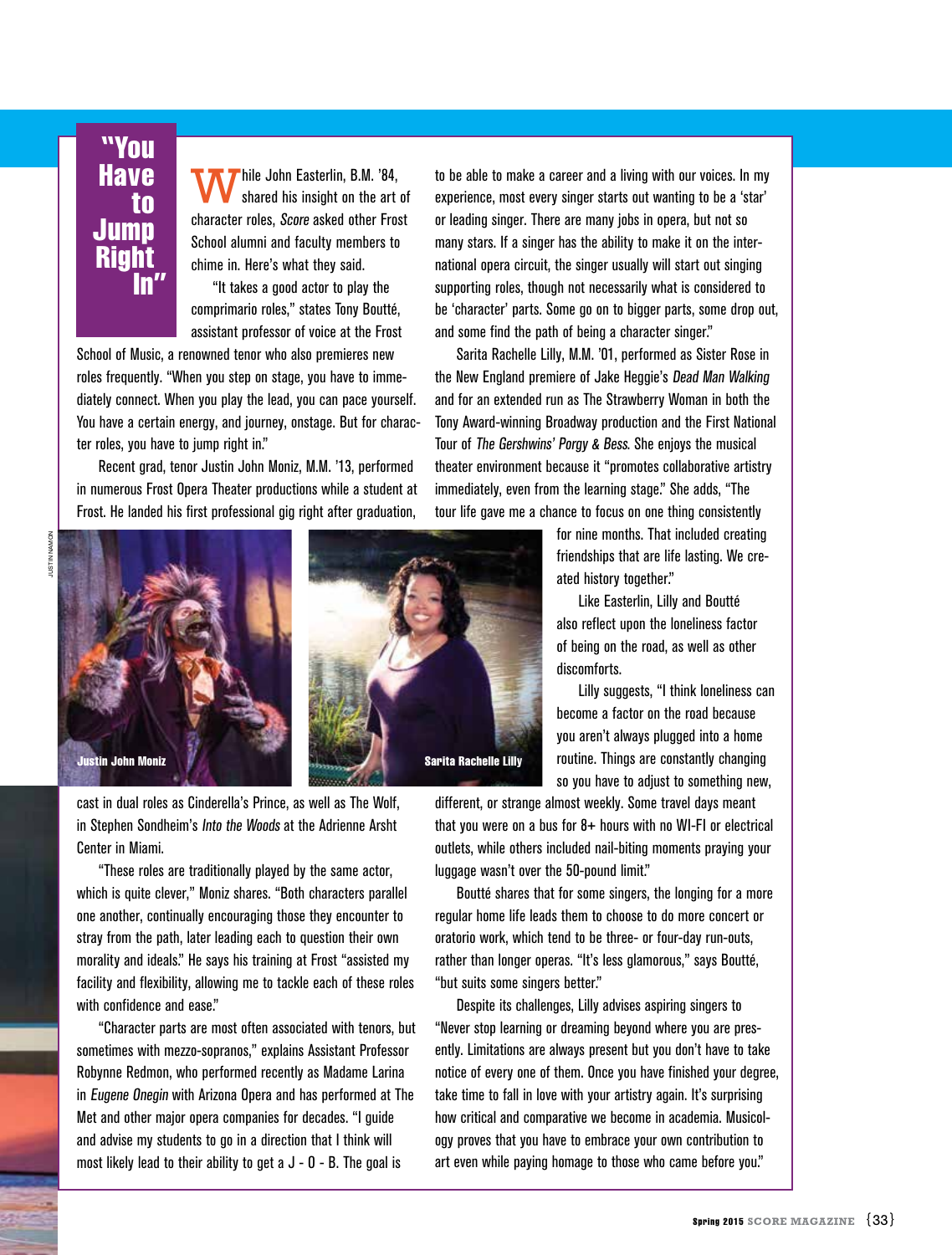# "You Have to Jump Right In"

While John Easterlin, B.M. '84, shared his insight on the art of character roles, *Score* asked other Frost School alumni and faculty members to chime in. Here's what they said.

"It takes a good actor to play the comprimario roles," states Tony Boutté, assistant professor of voice at the Frost School of Music, a renowned tenor who also premieres new roles frequently. "When you step on stage, you have to immediately connect. When you play the lead, you can pace yourself. You have a certain energy, and journey, onstage. But for character roles, you have to jump right in."

Recent grad, tenor Justin John Moniz, M.M. '13, performed in numerous Frost Opera Theater productions while a student at Frost. He landed his first professional gig right after graduation, cast in dual roles as Cinderella's Prince, as well as The Wolf, in Stephen Sondheim's *Into the Woods* at the Adrienne Arsht Center in Miami.

JUSTIN NAMON

Justin John Moniz

Sarita Rachelle Lilly

"These roles are traditionally played by the same actor, which is quite clever," Moniz shares. "Both characters parallel one another, continually encouraging those they encounter to stray from the path, later leading each to question their own morality and ideals." He says his training at Frost "assisted my facility and flexibility, allowing me to tackle each of these roles with confidence and ease."

"Character parts are most often associated with tenors, but sometimes with mezzo-sopranos," explains Assistant Professor Robynne Redmon, who performed recently as Madame Larina in *Eugene Onegin* with Arizona Opera and has performed at The Met and other major opera companies for decades. "I guide and advise my students to go in a direction that I think will most likely lead to their ability to get a J - O - B. The goal is to be able to make a career and a living with our voices. In my experience, most every singer starts out wanting to be a 'star' or leading singer. There are many jobs in opera, but not so many stars. If a singer has the ability to make it on the international opera circuit, the singer usually will start out singing supporting roles, though not necessarily what is considered to be 'character' parts. Some go on to bigger parts, some drop out, and some find the path of being a character singer."

Sarita Rachelle Lilly, M.M. '01, performed as Sister Rose in the New England premiere of Jake Heggie's *Dead Man Walking* and for an extended run as The Strawberry Woman in both the Tony Award-winning Broadway production and the First National Tour of *The Gershwins' Porgy & Bess*. She enjoys the musical theater environment because it "promotes collaborative artistry immediately, even from the learning stage." She adds, "The tour life gave me a chance to focus on one thing consistently for nine months. That included creating friendships that are life lasting. We created history together."

Like Easterlin, Lilly and Boutté also reflect upon the loneliness factor of being on the road, as well as other discomforts.

Lilly suggests, "I think loneliness can become a factor on the road because you aren't always plugged into a home routine. Things are constantly changing so you have to adjust to something new, different, or strange almost weekly. Some travel days meant that you were on a bus for 8+ hours with no WI-FI or electrical outlets, while others included nail-biting moments praying your luggage wasn't over the 50-pound limit."

Boutté shares that for some singers, the longing for a more regular home life leads them to choose to do more concert or oratorio work, which tend to be three- or four-day run-outs, rather than longer operas. "It's less glamorous," says Boutté, "but suits some singers better."

Despite its challenges, Lilly advises aspiring singers to "Never stop learning or dreaming beyond where you are presently. Limitations are always present but you don't have to take notice of every one of them. Once you have finished your degree, take time to fall in love with your artistry again. It's surprising how critical and comparative we become in academia. Musicology proves that you have to embrace your own contribution to art even while paying homage to those who came before you."